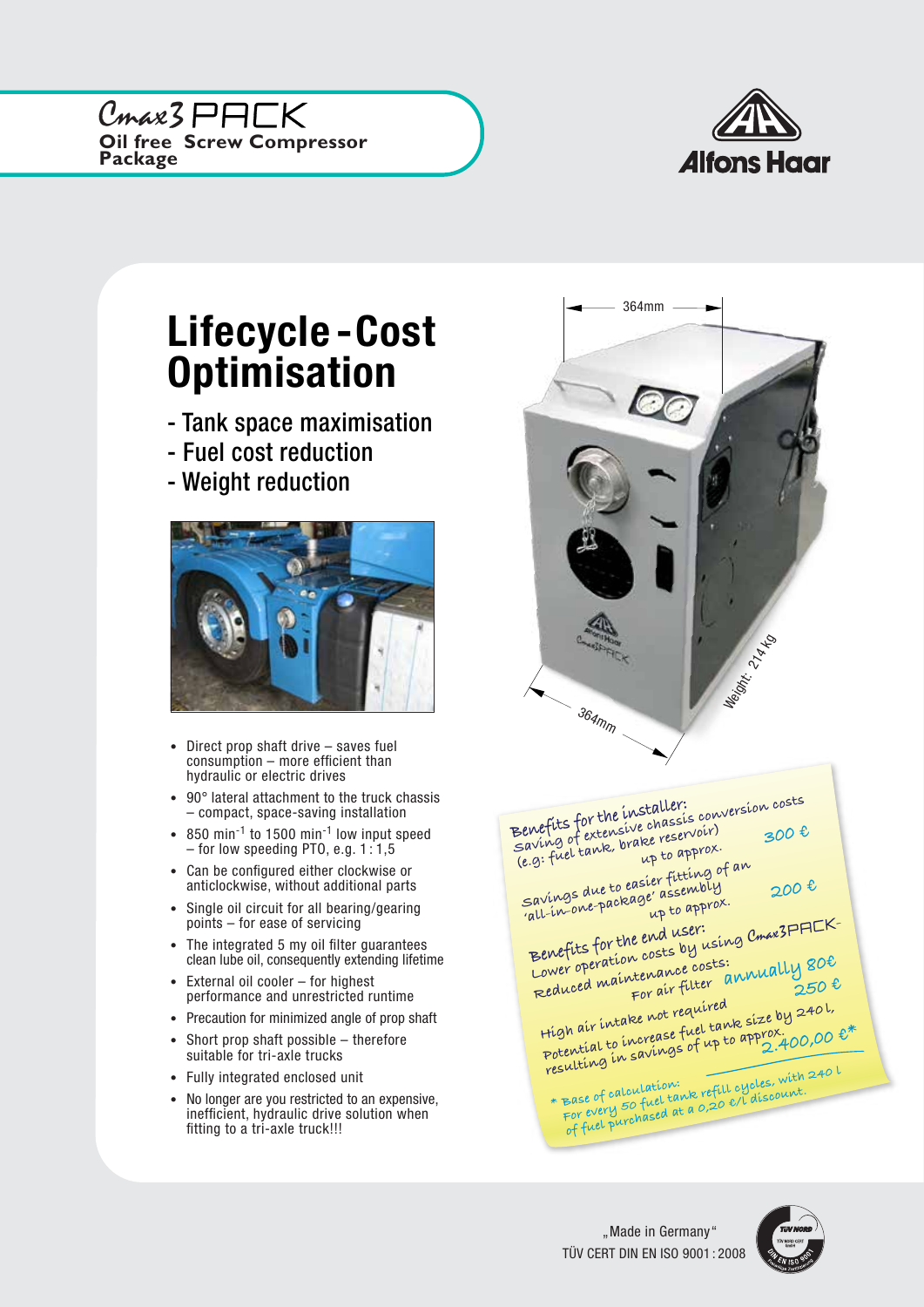Cmax3 PACK
**Oil free Screw Compressor Package**

Alfons Haar

# Lifecycle-Cost Optimisation

- Tank space maximisation
- Fuel cost reduction
- Weight reduction

- Direct prop shaft drive – saves fuel consumption – more efficient than hydraulic or electric drives
- 90° lateral attachment to the truck chassis – compact, space-saving installation
- 850 $min^{-1}$ to 1500 $min^{-1}$ low input speed – for low speeding PTO, e.g. 1 : 1,5
- Can be configured either clockwise or anticlockwise, without additional parts
- Single oil circuit for all bearing/gearing points – for ease of servicing
- The integrated 5 my oil filter guarantees clean lube oil, consequently extending lifetime
- External oil cooler – for highest performance and unrestricted runtime
- Precaution for minimized angle of prop shaft
- Short prop shaft possible – therefore suitable for tri-axle trucks
- Fully integrated enclosed unit
- No longer are you restricted to an expensive, inefficient, hydraulic drive solution when fitting to a tri-axle truck!!!

364mm

364mm

Weight: 214 kg

**Benefits for the installer:**
Saving of extensive chassis conversion costs (e.g. fuel tank, brake reservoir) up to approx. 300 €

Savings due to easier fitting of an 'all-in-one-package' assembly up to approx. 200 €

**Benefits for the end user:**
Lower operation costs by using Cmax3PACK-

Reduced maintenance costs: For air filter annually 80€

High air intake not required 250 €

Potential to increase fuel tank size by 240 l, resulting in savings of up to approx. 2.400,00 €*

* Base of calculation: For every 50 fuel tank refill cycles, with 240 l of fuel purchased at a 0,20 €/l discount.

„Made in Germany"
TÜV CERT DIN EN ISO 9001 : 2008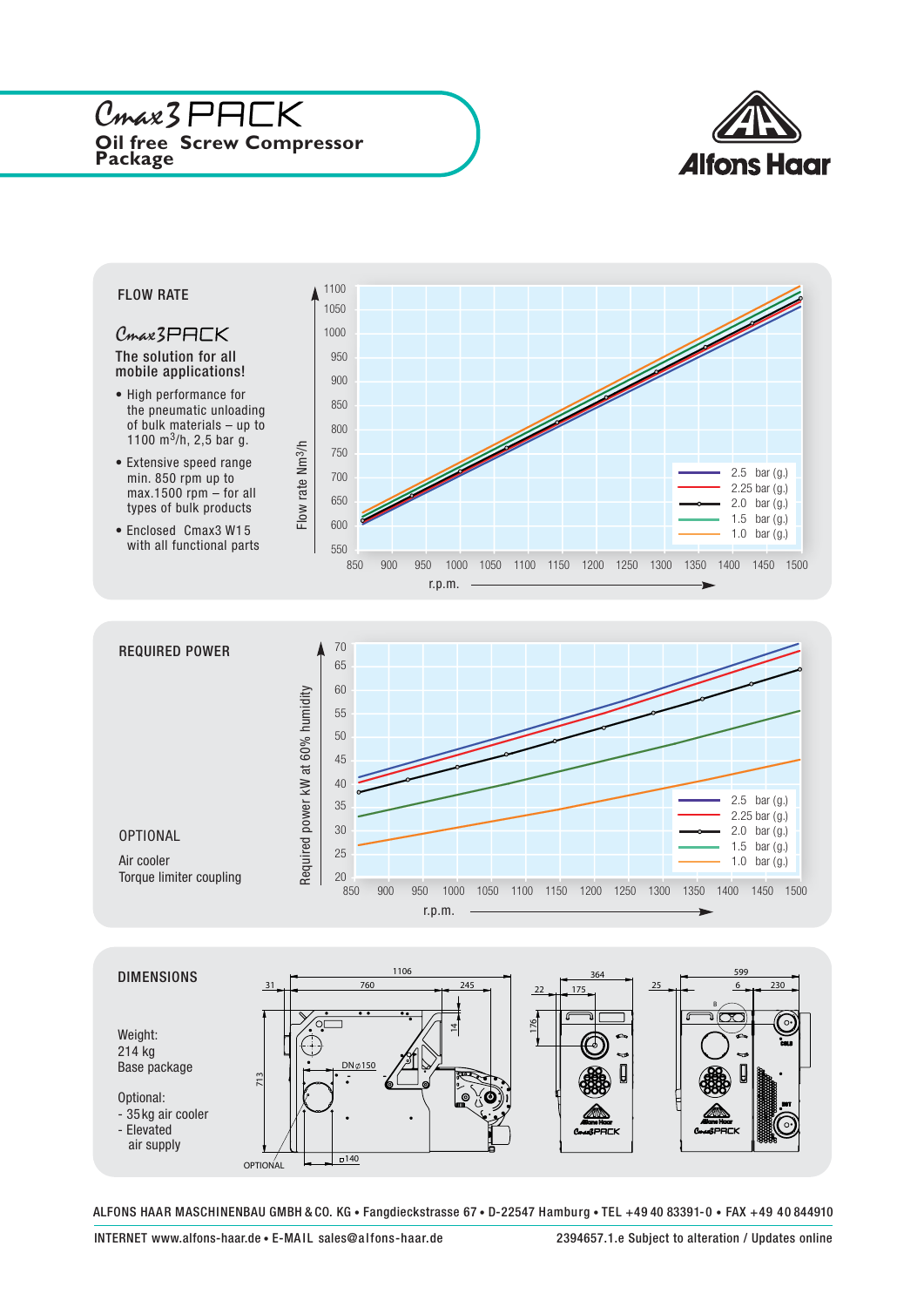# Cmax3 PACK

**Oil free Screw Compressor Package**

Alfons Haar

## FLOW RATE

Cmax3PACK

The solution for all mobile applications!

- High performance for the pneumatic unloading of bulk materials – up to 1100 $m^3/h$, 2,5 bar g.
- Extensive speed range min. 850 rpm up to max.1500 rpm – for all types of bulk products
- Enclosed Cmax3 W15 with all functional parts

Flow rate $Nm^3/h$

1100
1050
1000
950
900
850
800
750
700
650
600
550

850 900 950 1000 1050 1100 1150 1200 1250 1300 1350 1400 1450 1500

r.p.m.

2.5 bar (g.)
2.25 bar (g.)
2.0 bar (g.)
1.5 bar (g.)
1.0 bar (g.)

## REQUIRED POWER

Required power kW at 60% humidity

70
65
60
55
50
45
40
35
30
25
20

850 900 950 1000 1050 1100 1150 1200 1250 1300 1350 1400 1450 1500

r.p.m.

2.5 bar (g.)
2.25 bar (g.)
2.0 bar (g.)
1.5 bar (g.)
1.0 bar (g.)

OPTIONAL

Air cooler
Torque limiter coupling

## DIMENSIONS

Weight:
214 kg
Base package

Optional:
- 35 kg air cooler
- Elevated air supply

1106
31 760 245
14
713
DN⌀150
□140
OPTIONAL
364
22 175
176
599
25 6 230
8

ALFONS HAAR MASCHINENBAU GMBH & CO. KG • Fangdieckstrasse 67 • D-22547 Hamburg • TEL +49 40 83391-0 • FAX +49 40 844910

INTERNET www.alfons-haar.de • E-MAIL sales@alfons-haar.de

2394657.1.e Subject to alteration / Updates online